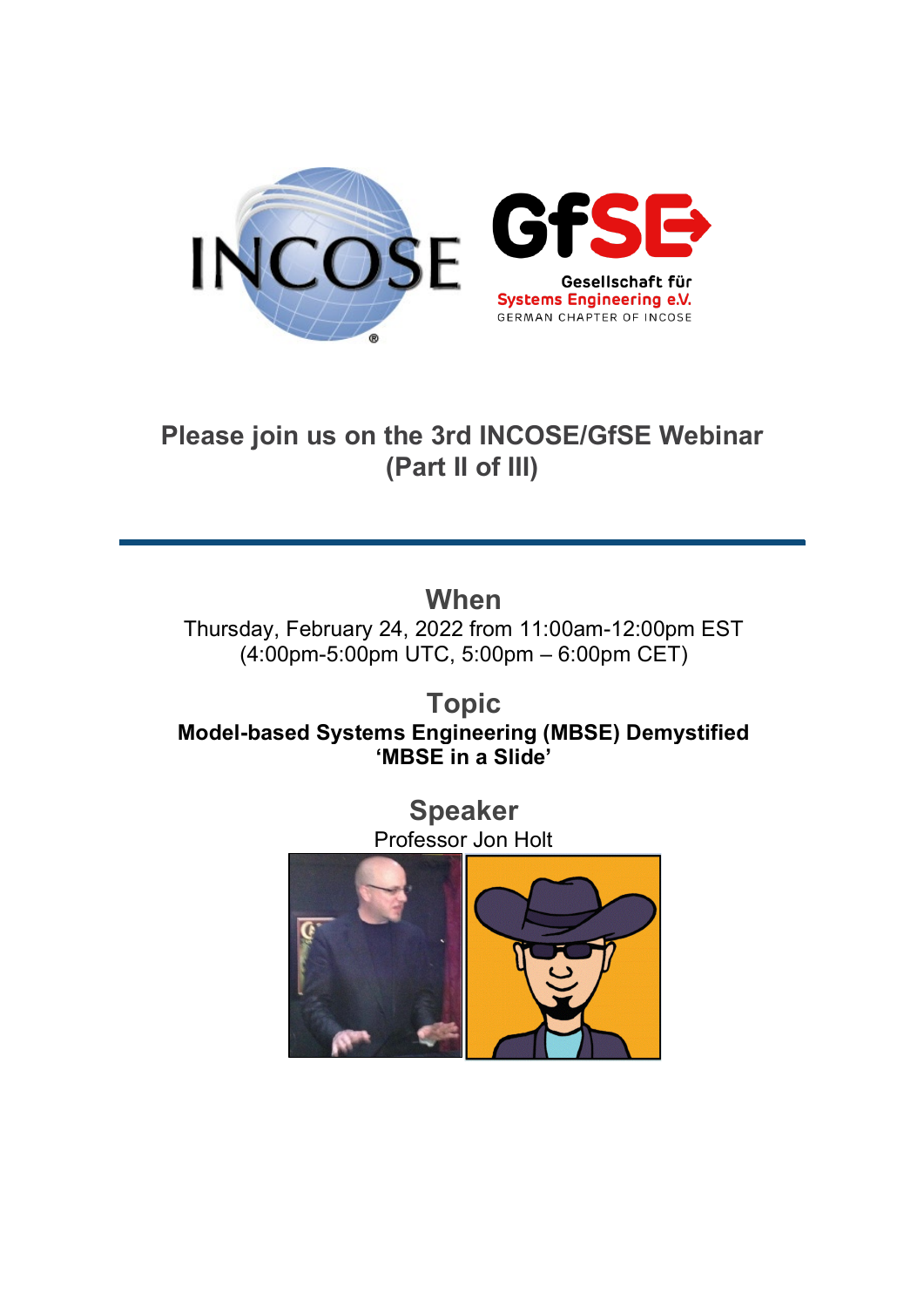# Please join us on the 3rd INCOSE/GfSE Webinar (Part II of III)

## When

Thursday, February 24, 2022 from 11:00am-12:00pm EST (4:00pm-5:00pm UTC, 5:00pm – 6:00pm CET)

## Topic

**Model-based Systems Engineering (MBSE) Demystified**
**'MBSE in a Slide'**

## Speaker

Professor Jon Holt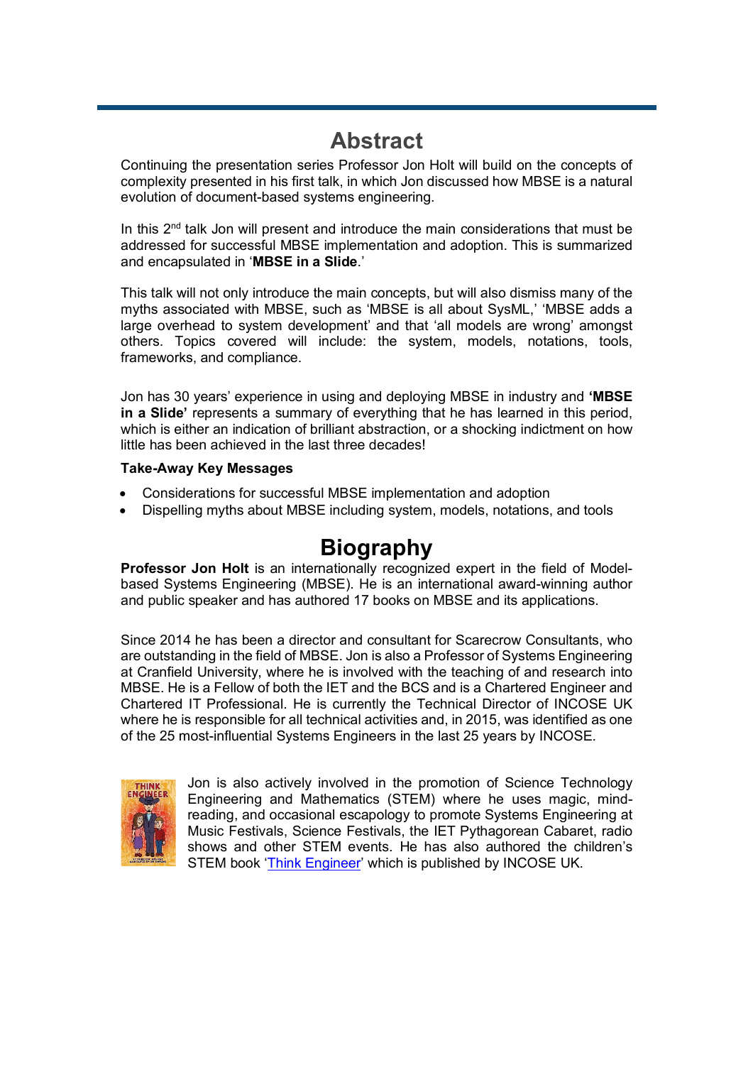# Abstract

Continuing the presentation series Professor Jon Holt will build on the concepts of complexity presented in his first talk, in which Jon discussed how MBSE is a natural evolution of document-based systems engineering.

In this 2nd talk Jon will present and introduce the main considerations that must be addressed for successful MBSE implementation and adoption. This is summarized and encapsulated in '**MBSE in a Slide**.'

This talk will not only introduce the main concepts, but will also dismiss many of the myths associated with MBSE, such as 'MBSE is all about SysML,' 'MBSE adds a large overhead to system development' and that 'all models are wrong' amongst others. Topics covered will include: the system, models, notations, tools, frameworks, and compliance.

Jon has 30 years' experience in using and deploying MBSE in industry and **'MBSE in a Slide'** represents a summary of everything that he has learned in this period, which is either an indication of brilliant abstraction, or a shocking indictment on how little has been achieved in the last three decades!

**Take-Away Key Messages**

- Considerations for successful MBSE implementation and adoption
- Dispelling myths about MBSE including system, models, notations, and tools

# Biography

**Professor Jon Holt** is an internationally recognized expert in the field of Model-based Systems Engineering (MBSE). He is an international award-winning author and public speaker and has authored 17 books on MBSE and its applications.

Since 2014 he has been a director and consultant for Scarecrow Consultants, who are outstanding in the field of MBSE. Jon is also a Professor of Systems Engineering at Cranfield University, where he is involved with the teaching of and research into MBSE. He is a Fellow of both the IET and the BCS and is a Chartered Engineer and Chartered IT Professional. He is currently the Technical Director of INCOSE UK where he is responsible for all technical activities and, in 2015, was identified as one of the 25 most-influential Systems Engineers in the last 25 years by INCOSE.

Jon is also actively involved in the promotion of Science Technology Engineering and Mathematics (STEM) where he uses magic, mind-reading, and occasional escapology to promote Systems Engineering at Music Festivals, Science Festivals, the IET Pythagorean Cabaret, radio shows and other STEM events. He has also authored the children's STEM book 'Think Engineer' which is published by INCOSE UK.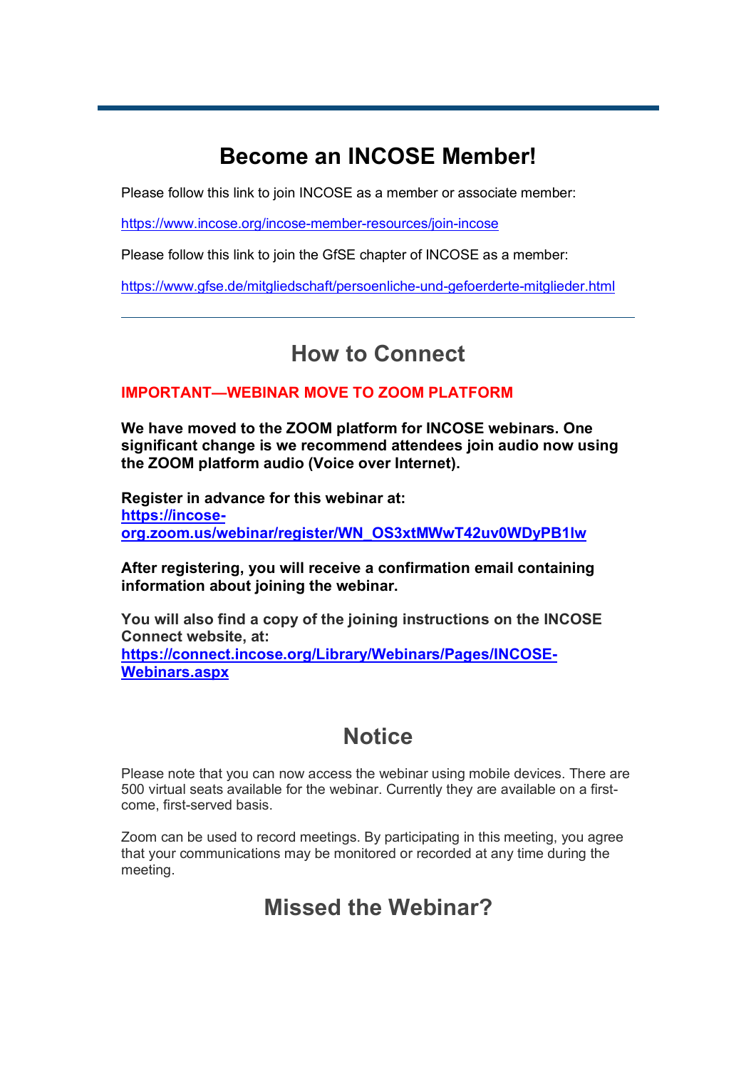## Become an INCOSE Member!

Please follow this link to join INCOSE as a member or associate member:

https://www.incose.org/incose-member-resources/join-incose

Please follow this link to join the GfSE chapter of INCOSE as a member:

https://www.gfse.de/mitgliedschaft/persoenliche-und-gefoerderte-mitglieder.html

---

## How to Connect

**IMPORTANT—WEBINAR MOVE TO ZOOM PLATFORM**

**We have moved to the ZOOM platform for INCOSE webinars. One significant change is we recommend attendees join audio now using the ZOOM platform audio (Voice over Internet).**

**Register in advance for this webinar at:**
**https://incose-org.zoom.us/webinar/register/WN_OS3xtMWwT42uv0WDyPB1lw**

**After registering, you will receive a confirmation email containing information about joining the webinar.**

**You will also find a copy of the joining instructions on the INCOSE Connect website, at:**
**https://connect.incose.org/Library/Webinars/Pages/INCOSE-Webinars.aspx**

## Notice

Please note that you can now access the webinar using mobile devices. There are 500 virtual seats available for the webinar. Currently they are available on a first-come, first-served basis.

Zoom can be used to record meetings. By participating in this meeting, you agree that your communications may be monitored or recorded at any time during the meeting.

## Missed the Webinar?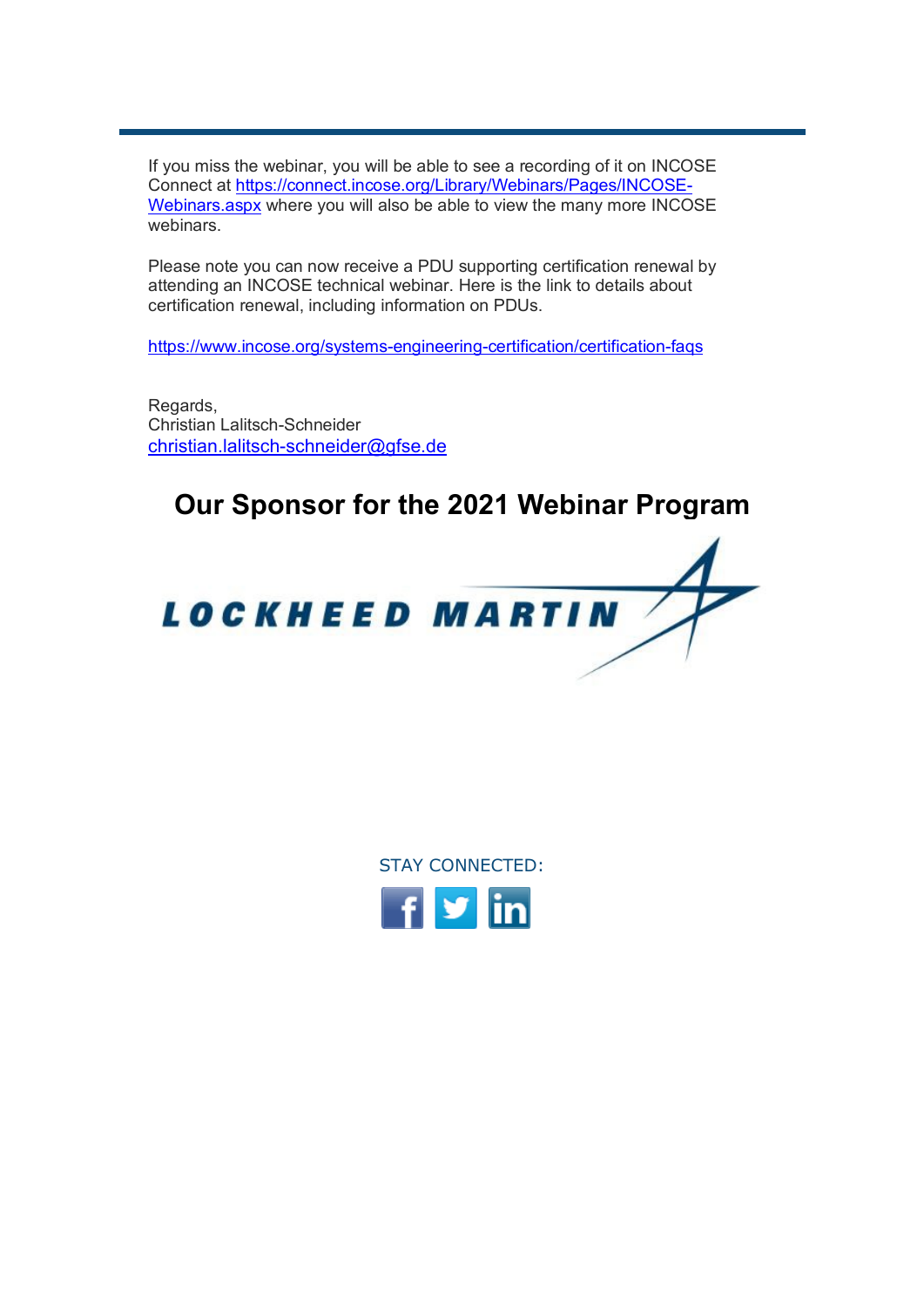If you miss the webinar, you will be able to see a recording of it on INCOSE Connect at https://connect.incose.org/Library/Webinars/Pages/INCOSE-Webinars.aspx where you will also be able to view the many more INCOSE webinars.

Please note you can now receive a PDU supporting certification renewal by attending an INCOSE technical webinar. Here is the link to details about certification renewal, including information on PDUs.

https://www.incose.org/systems-engineering-certification/certification-faqs

Regards,
Christian Lalitsch-Schneider
christian.lalitsch-schneider@gfse.de

## Our Sponsor for the 2021 Webinar Program

LOCKHEED MARTIN

STAY CONNECTED: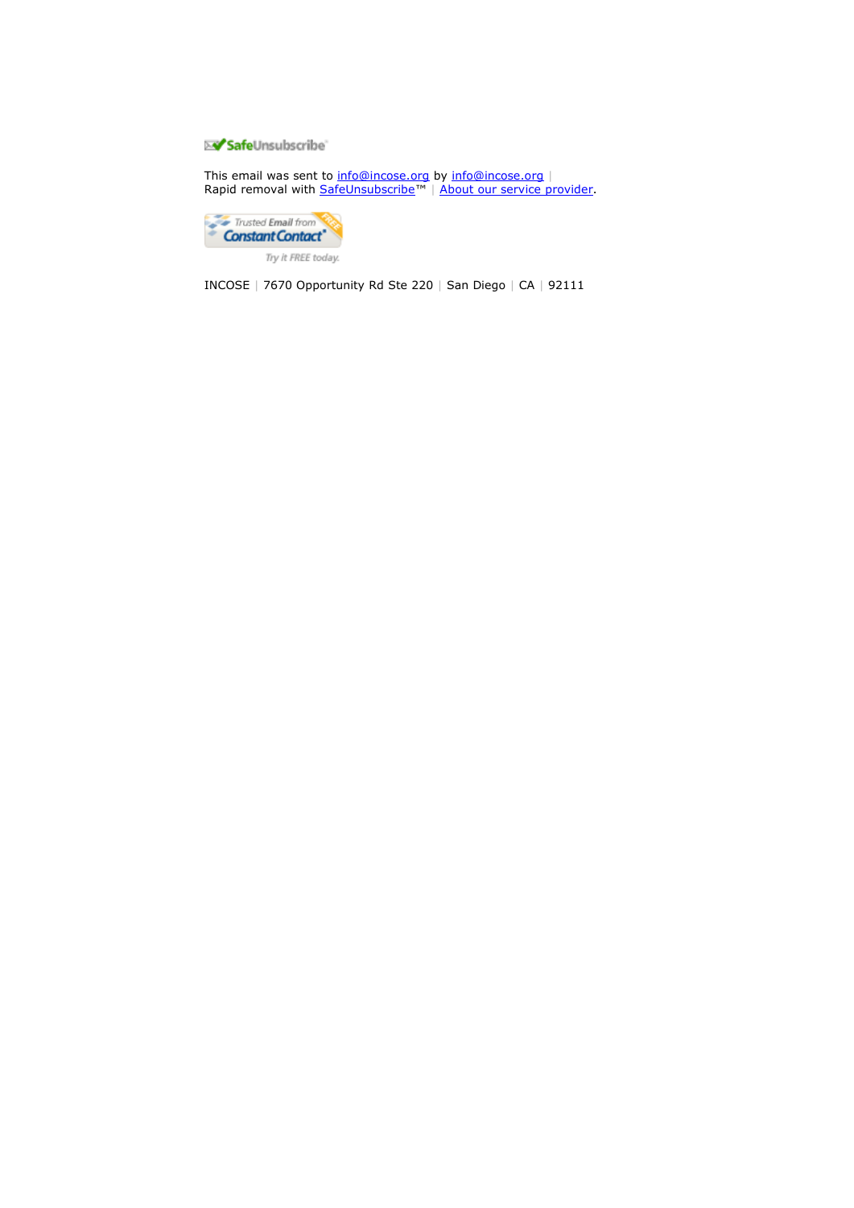SafeUnsubscribe®

This email was sent to info@incose.org by info@incose.org |
Rapid removal with SafeUnsubscribe™ | About our service provider.

Trusted Email from Constant Contact®

Try it FREE today.

INCOSE | 7670 Opportunity Rd Ste 220 | San Diego | CA | 92111